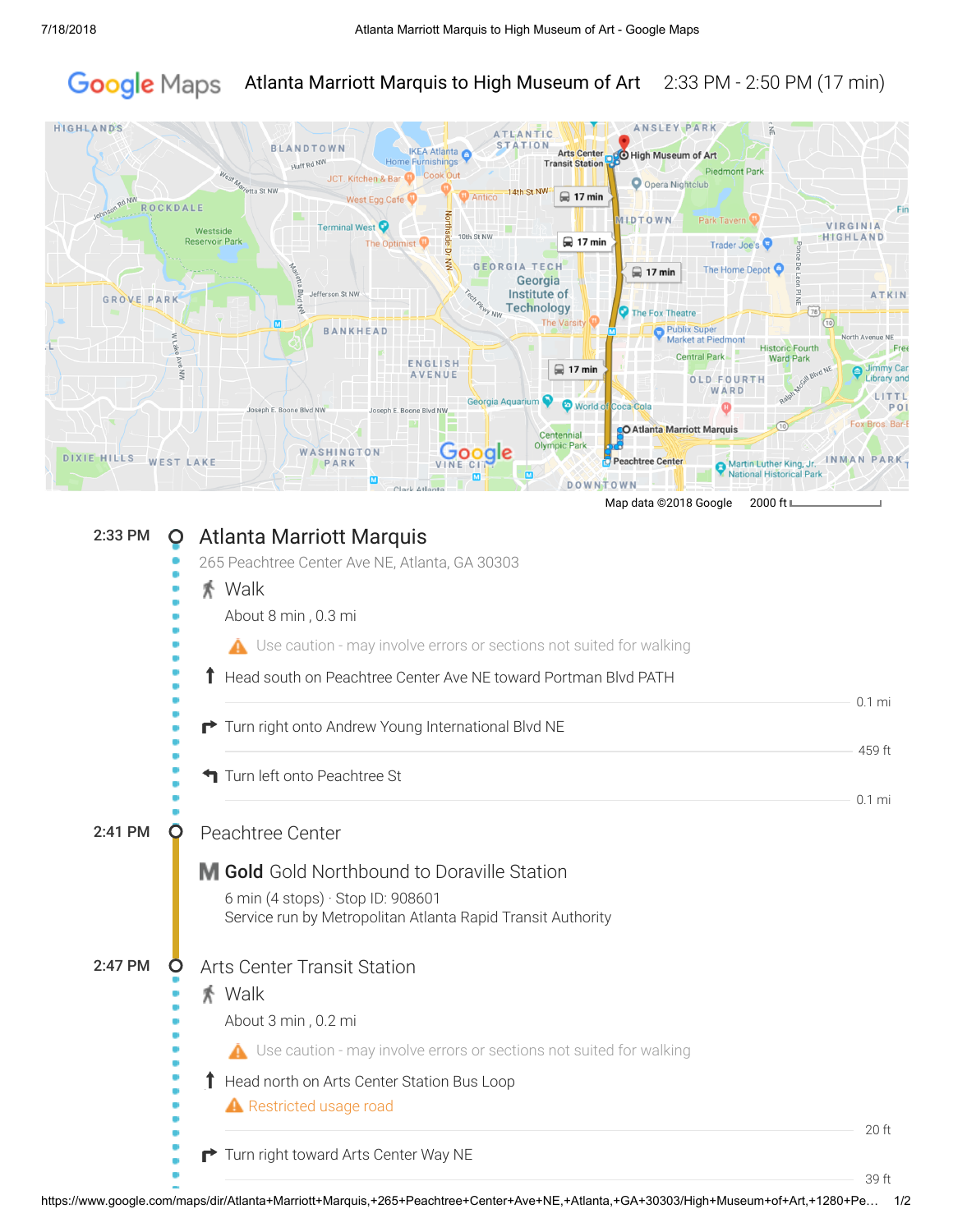# Atlanta Marriott Marquis to High Museum of Art

2:33 PM - 2:50 PM (17 min)

Map data ©2018 Google 2000 ft

**2:33 PM** — **Atlanta Marriott Marquis**

265 Peachtree Center Ave NE, Atlanta, GA 30303

**Walk**

About 8 min , 0.3 mi

⚠ Use caution - may involve errors or sections not suited for walking

- Head south on Peachtree Center Ave NE toward Portman Blvd PATH — 0.1 mi
- Turn right onto Andrew Young International Blvd NE — 459 ft
- Turn left onto Peachtree St — 0.1 mi

**2:41 PM** — **Peachtree Center**

**Gold** Gold Northbound to Doraville Station

6 min (4 stops) · Stop ID: 908601
Service run by Metropolitan Atlanta Rapid Transit Authority

**2:47 PM** — **Arts Center Transit Station**

**Walk**

About 3 min , 0.2 mi

⚠ Use caution - may involve errors or sections not suited for walking

- Head north on Arts Center Station Bus Loop
  ⚠ Restricted usage road — 20 ft
- Turn right toward Arts Center Way NE — 39 ft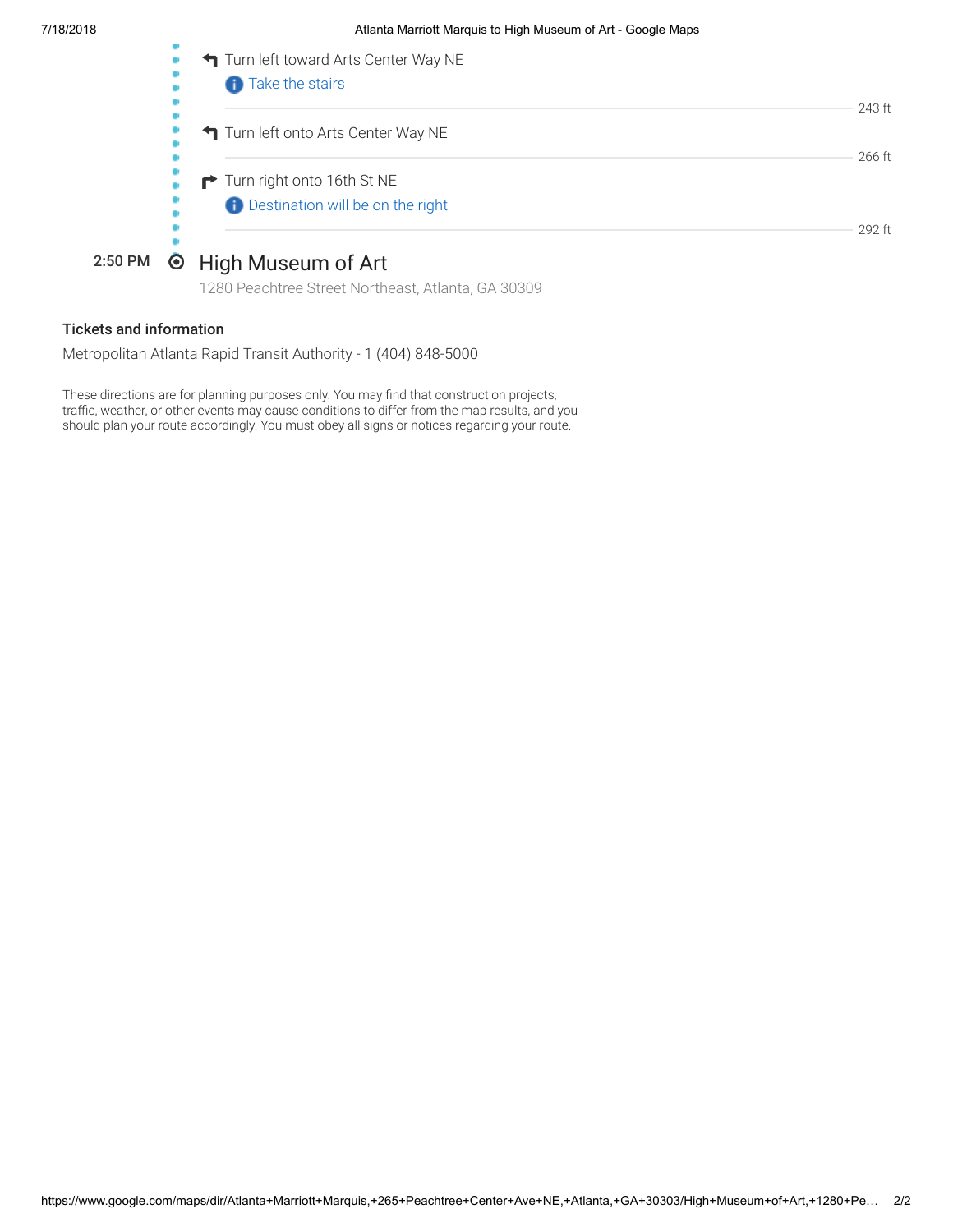Turn left toward Arts Center Way NE

Take the stairs

243 ft

Turn left onto Arts Center Way NE

266 ft

Turn right onto 16th St NE

Destination will be on the right

292 ft

2:50 PM

## High Museum of Art

1280 Peachtree Street Northeast, Atlanta, GA 30309

**Tickets and information**

Metropolitan Atlanta Rapid Transit Authority - 1 (404) 848-5000

These directions are for planning purposes only. You may find that construction projects, traffic, weather, or other events may cause conditions to differ from the map results, and you should plan your route accordingly. You must obey all signs or notices regarding your route.